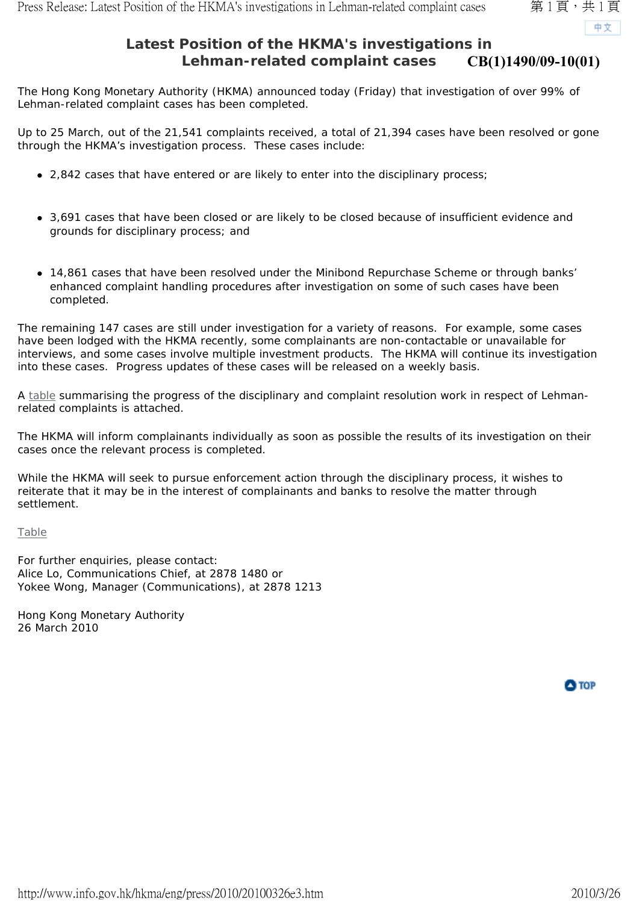# Latest Position of the HKMA's investigations in Lehman-related complaint cases

**CB(1)1490/09-10(01)**

The Hong Kong Monetary Authority (HKMA) announced today (Friday) that investigation of over 99% of Lehman-related complaint cases has been completed.

Up to 25 March, out of the 21,541 complaints received, a total of 21,394 cases have been resolved or gone through the HKMA's investigation process. These cases include:

- 2,842 cases that have entered or are likely to enter into the disciplinary process;
- 3,691 cases that have been closed or are likely to be closed because of insufficient evidence and grounds for disciplinary process; and
- 14,861 cases that have been resolved under the Minibond Repurchase Scheme or through banks' enhanced complaint handling procedures after investigation on some of such cases have been completed.

The remaining 147 cases are still under investigation for a variety of reasons. For example, some cases have been lodged with the HKMA recently, some complainants are non-contactable or unavailable for interviews, and some cases involve multiple investment products. The HKMA will continue its investigation into these cases. Progress updates of these cases will be released on a weekly basis.

A table summarising the progress of the disciplinary and complaint resolution work in respect of Lehman-related complaints is attached.

The HKMA will inform complainants individually as soon as possible the results of its investigation on their cases once the relevant process is completed.

While the HKMA will seek to pursue enforcement action through the disciplinary process, it wishes to reiterate that it may be in the interest of complainants and banks to resolve the matter through settlement.

Table

For further enquiries, please contact:
Alice Lo, Communications Chief, at 2878 1480 or
Yokee Wong, Manager (Communications), at 2878 1213

Hong Kong Monetary Authority
26 March 2010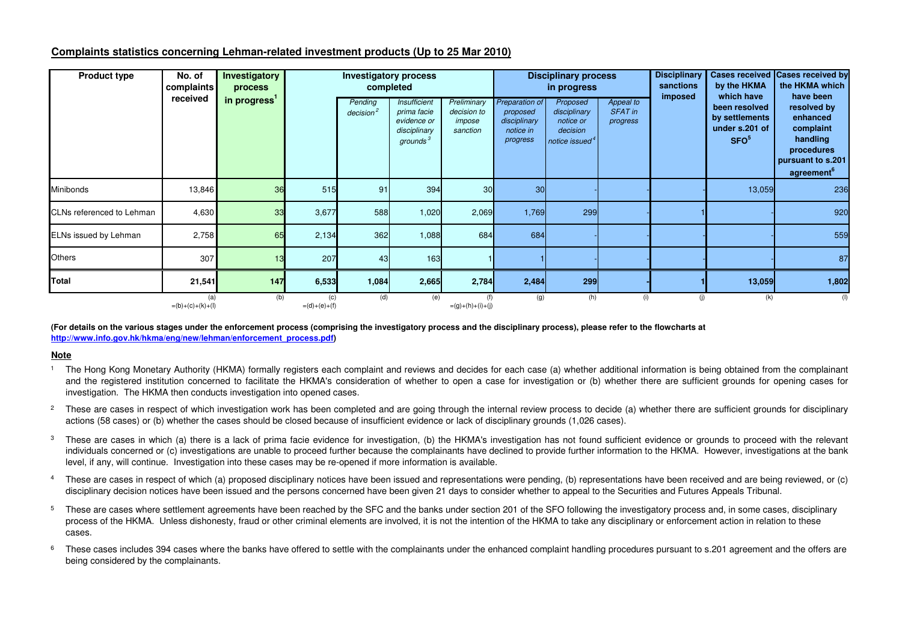**Complaints statistics concerning Lehman-related investment products (Up to 25 Mar 2010)**

| Product type | No. of complaints received | Investigatory process in progress[1] | Investigatory process completed | | | | Disciplinary process in progress | | | Disciplinary sanctions imposed | Cases received by the HKMA which have been resolved by settlements under s.201 of SFO[5] | Cases received by the HKMA which have been resolved by enhanced complaint handling procedures pursuant to s.201 agreement[6] |
|---|---|---|---|---|---|---|---|---|---|---|---|---|
| | | | | *Pending decision*[2] | *Insufficient prima facie evidence or disciplinary grounds*[3] | *Preliminary decision to impose sanction* | *Preparation of proposed disciplinary notice in progress* | *Proposed disciplinary notice or decision notice issued*[4] | *Appeal to SFAT in progress* | | | |
| Minibonds | 13,846 | 36 | 515 | 91 | 394 | 30 | 30 | - | - | - | 13,059 | 236 |
| CLNs referenced to Lehman | 4,630 | 33 | 3,677 | 588 | 1,020 | 2,069 | 1,769 | 299 | - | 1 | - | 920 |
| ELNs issued by Lehman | 2,758 | 65 | 2,134 | 362 | 1,088 | 684 | 684 | - | - | - | - | 559 |
| Others | 307 | 13 | 207 | 43 | 163 | 1 | 1 | - | - | - | - | 87 |
| **Total** | **21,541** | **147** | **6,533** | **1,084** | **2,665** | **2,784** | **2,484** | **299** | **-** | **1** | **13,059** | **1,802** |
| | (a) =(b)+(c)+(k)+(l) | (b) | (c) =(d)+(e)+(f) | (d) | (e) | (f) =(g)+(h)+(i)+(j) | (g) | (h) | (i) | (j) | (k) | (l) |

**(For details on the various stages under the enforcement process (comprising the investigatory process and the disciplinary process), please refer to the flowcharts at http://www.info.gov.hk/hkma/eng/new/lehman/enforcement_process.pdf)**

**Note**

1. The Hong Kong Monetary Authority (HKMA) formally registers each complaint and reviews and decides for each case (a) whether additional information is being obtained from the complainant and the registered institution concerned to facilitate the HKMA's consideration of whether to open a case for investigation or (b) whether there are sufficient grounds for opening cases for investigation. The HKMA then conducts investigation into opened cases.

2. These are cases in respect of which investigation work has been completed and are going through the internal review process to decide (a) whether there are sufficient grounds for disciplinary actions (58 cases) or (b) whether the cases should be closed because of insufficient evidence or lack of disciplinary grounds (1,026 cases).

3. These are cases in which (a) there is a lack of prima facie evidence for investigation, (b) the HKMA's investigation has not found sufficient evidence or grounds to proceed with the relevant individuals concerned or (c) investigations are unable to proceed further because the complainants have declined to provide further information to the HKMA. However, investigations at the bank level, if any, will continue. Investigation into these cases may be re-opened if more information is available.

4. These are cases in respect of which (a) proposed disciplinary notices have been issued and representations were pending, (b) representations have been received and are being reviewed, or (c) disciplinary decision notices have been issued and the persons concerned have been given 21 days to consider whether to appeal to the Securities and Futures Appeals Tribunal.

5. These are cases where settlement agreements have been reached by the SFC and the banks under section 201 of the SFO following the investigatory process and, in some cases, disciplinary process of the HKMA. Unless dishonesty, fraud or other criminal elements are involved, it is not the intention of the HKMA to take any disciplinary or enforcement action in relation to these cases.

6. These cases includes 394 cases where the banks have offered to settle with the complainants under the enhanced complaint handling procedures pursuant to s.201 agreement and the offers are being considered by the complainants.